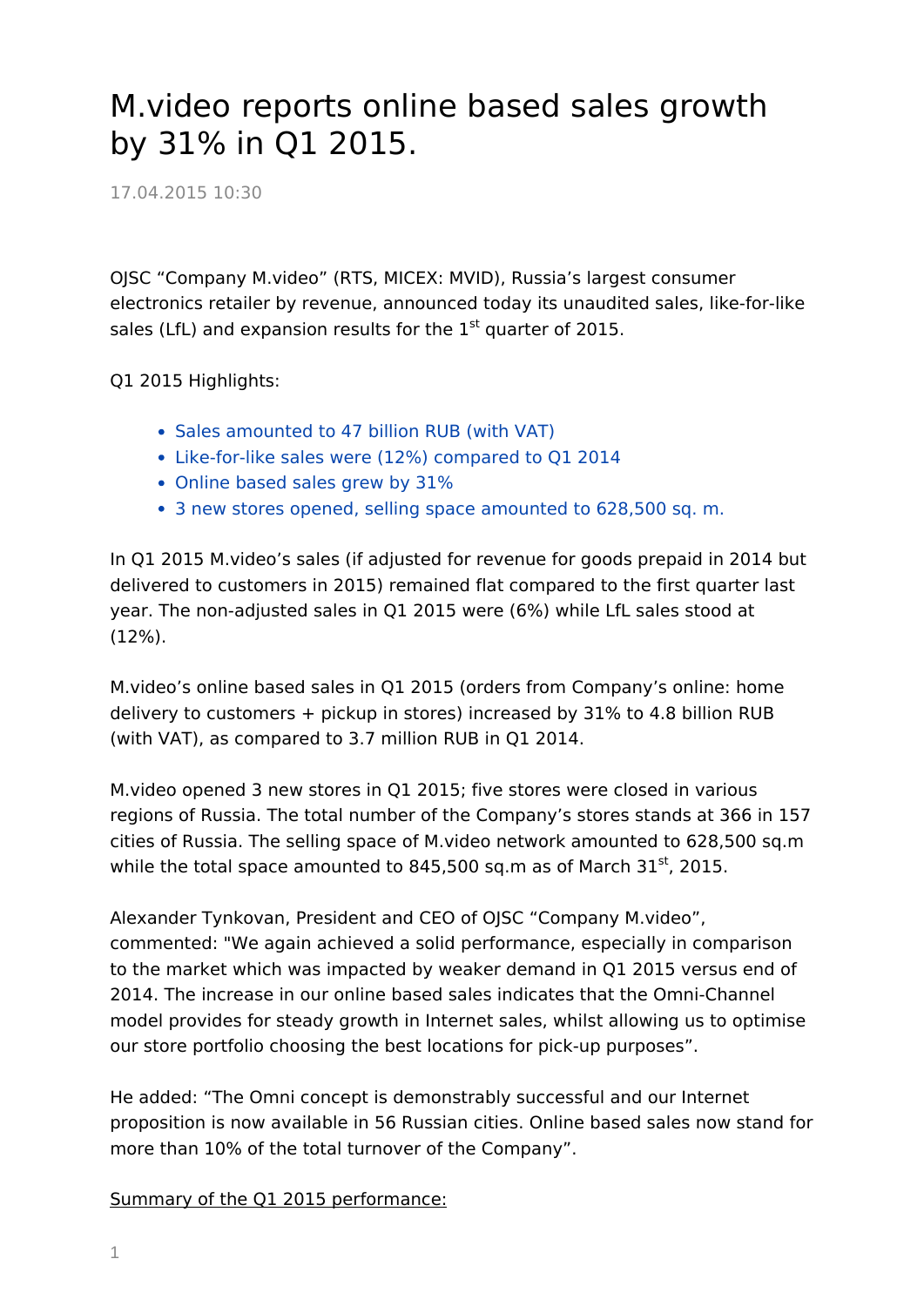# M.video reports online based sales growth by 31% in Q1 2015.

17.04.2015 10:30

OJSC "Company M.video" (RTS, MICEX: MVID), Russia's largest consumer electronics retailer by revenue, announced today its unaudited sales, like-for-like sales (LfL) and expansion results for the 1st quarter of 2015.

Q1 2015 Highlights:

- Sales amounted to 47 billion RUB (with VAT)
- Like-for-like sales were (12%) compared to Q1 2014
- Online based sales grew by 31%
- 3 new stores opened, selling space amounted to 628,500 sq. m.

In Q1 2015 M.video's sales (if adjusted for revenue for goods prepaid in 2014 but delivered to customers in 2015) remained flat compared to the first quarter last year. The non-adjusted sales in Q1 2015 were (6%) while LfL sales stood at (12%).

M.video's online based sales in Q1 2015 (orders from Company's online: home delivery to customers + pickup in stores) increased by 31% to 4.8 billion RUB (with VAT), as compared to 3.7 million RUB in Q1 2014.

M.video opened 3 new stores in Q1 2015; five stores were closed in various regions of Russia. The total number of the Company's stores stands at 366 in 157 cities of Russia. The selling space of M.video network amounted to 628,500 sq.m while the total space amounted to 845,500 sq.m as of March 31st, 2015.

Alexander Tynkovan, President and CEO of OJSC "Company M.video", commented: "We again achieved a solid performance, especially in comparison to the market which was impacted by weaker demand in Q1 2015 versus end of 2014. The increase in our online based sales indicates that the Omni-Channel model provides for steady growth in Internet sales, whilst allowing us to optimise our store portfolio choosing the best locations for pick-up purposes".

He added: "The Omni concept is demonstrably successful and our Internet proposition is now available in 56 Russian cities. Online based sales now stand for more than 10% of the total turnover of the Company".

Summary of the Q1 2015 performance: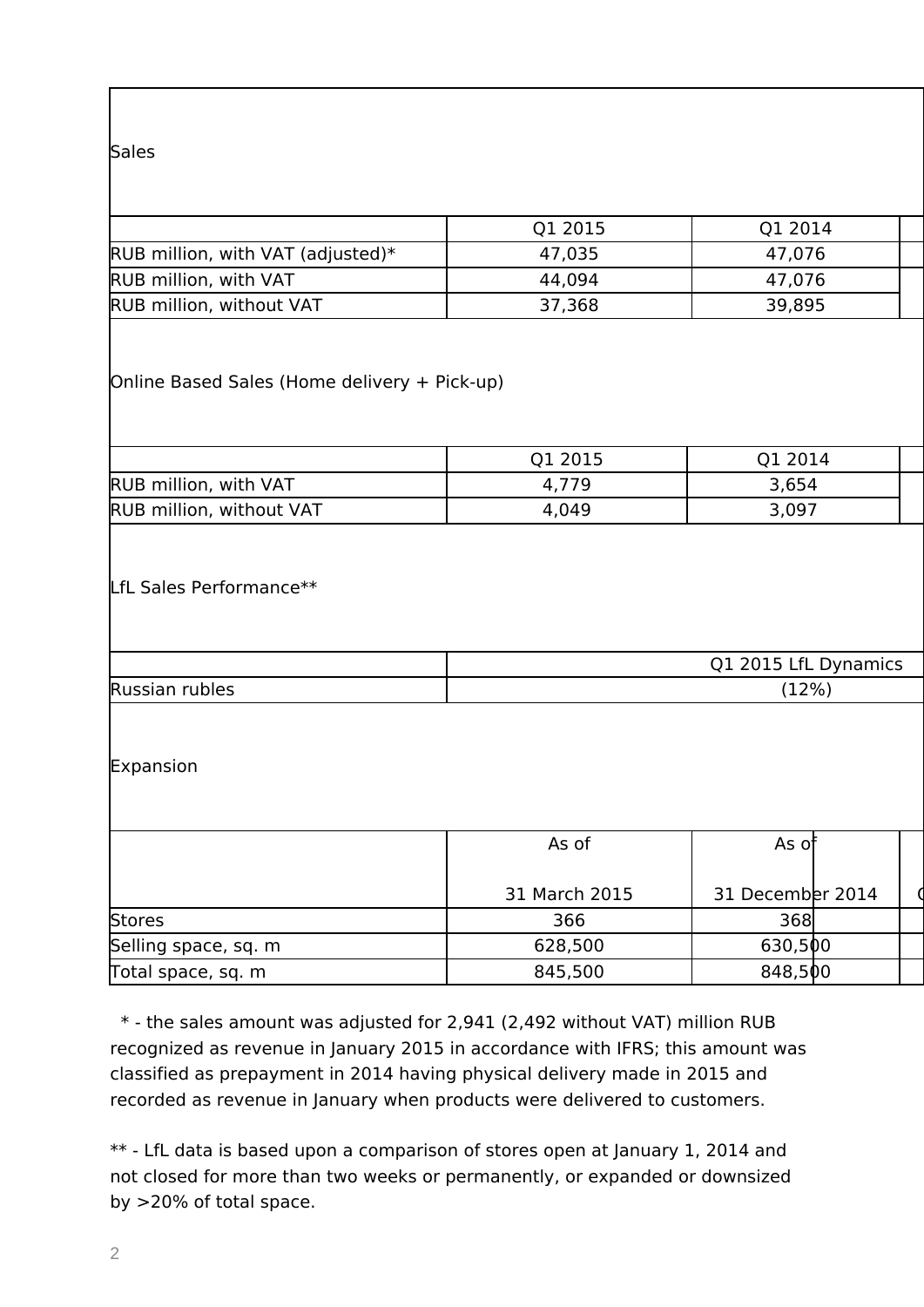## Sales

| | Q1 2015 | Q1 2014 |
|---|---|---|
| RUB million, with VAT (adjusted)* | 47,035 | 47,076 |
| RUB million, with VAT | 44,094 | 47,076 |
| RUB million, without VAT | 37,368 | 39,895 |

## Online Based Sales (Home delivery + Pick-up)

| | Q1 2015 | Q1 2014 |
|---|---|---|
| RUB million, with VAT | 4,779 | 3,654 |
| RUB million, without VAT | 4,049 | 3,097 |

## LfL Sales Performance**

| | Q1 2015 LfL Dynamics |
|---|---|
| Russian rubles | (12%) |

## Expansion

| | As of 31 March 2015 | As of 31 December 2014 |
|---|---|---|
| Stores | 366 | 368 |
| Selling space, sq. m | 628,500 | 630,500 |
| Total space, sq. m | 845,500 | 848,500 |

* - the sales amount was adjusted for 2,941 (2,492 without VAT) million RUB recognized as revenue in January 2015 in accordance with IFRS; this amount was classified as prepayment in 2014 having physical delivery made in 2015 and recorded as revenue in January when products were delivered to customers.

** - LfL data is based upon a comparison of stores open at January 1, 2014 and not closed for more than two weeks or permanently, or expanded or downsized by >20% of total space.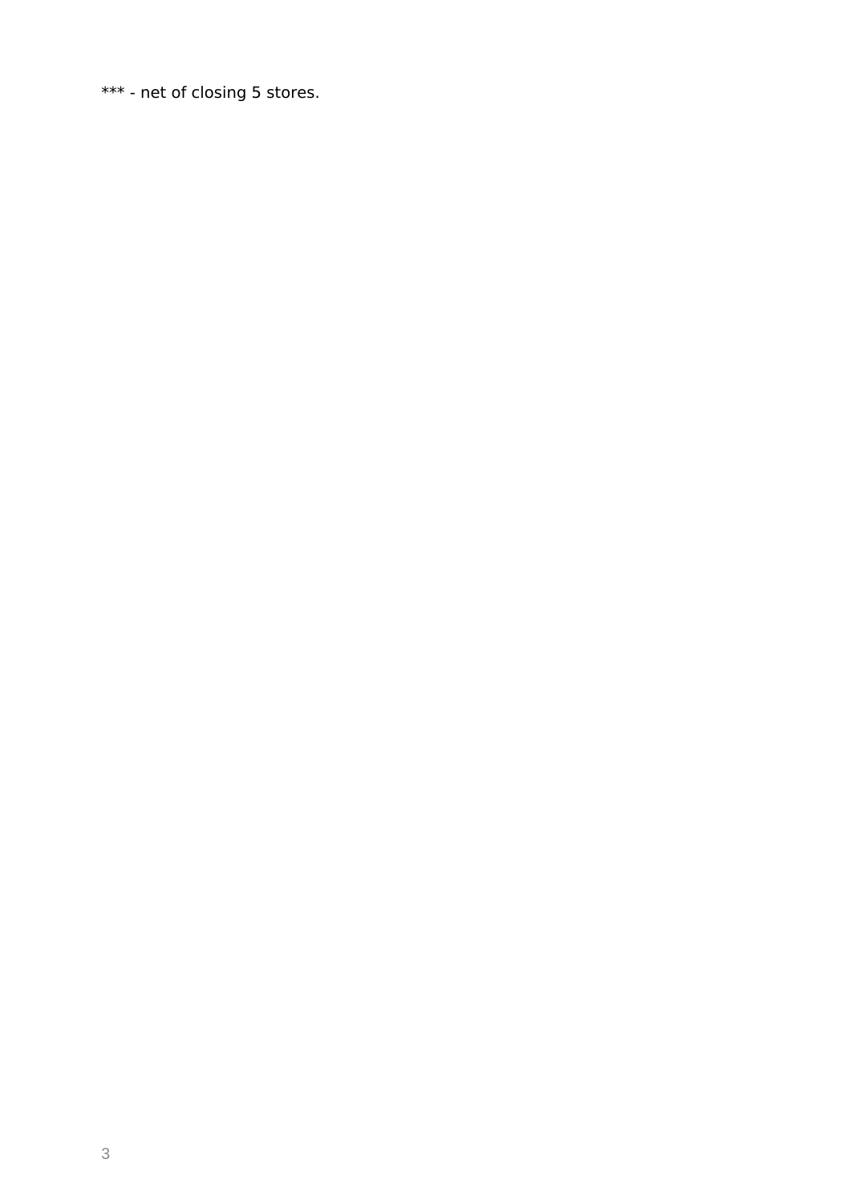*** - net of closing 5 stores.